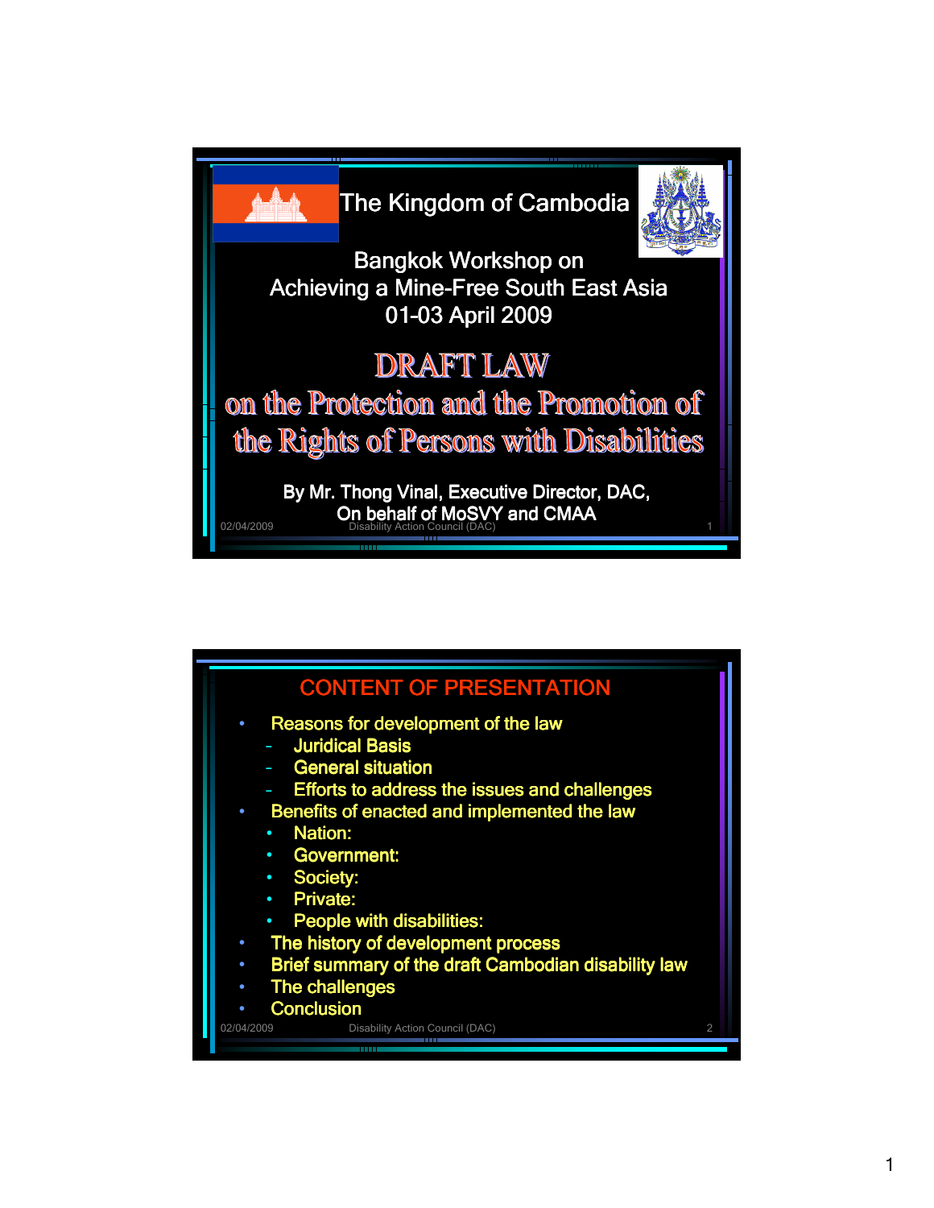The Kingdom of Cambodia

Bangkok Workshop on
Achieving a Mine-Free South East Asia
01-03 April 2009

# DRAFT LAW on the Protection and the Promotion of the Rights of Persons with Disabilities

By Mr. Thong Vinal, Executive Director, DAC,
On behalf of MoSVY and CMAA

## CONTENT OF PRESENTATION

- Reasons for development of the law
  - Juridical Basis
  - General situation
  - Efforts to address the issues and challenges
- Benefits of enacted and implemented the law
  - Nation:
  - Government:
  - Society:
  - Private:
  - People with disabilities:
- The history of development process
- Brief summary of the draft Cambodian disability law
- The challenges
- Conclusion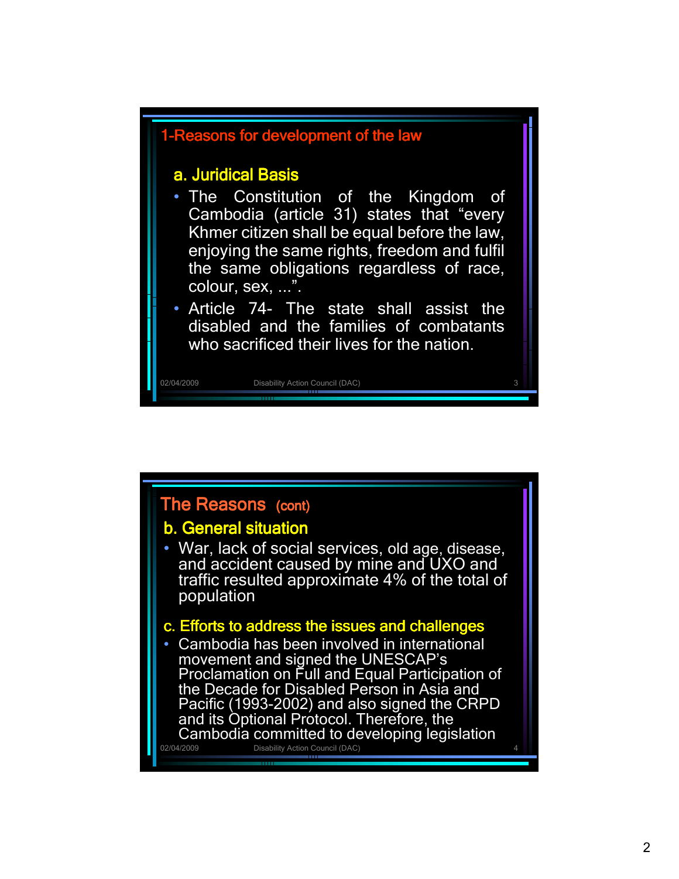## 1-Reasons for development of the law

### a. Juridical Basis

- The Constitution of the Kingdom of Cambodia (article 31) states that “every Khmer citizen shall be equal before the law, enjoying the same rights, freedom and fulfil the same obligations regardless of race, colour, sex, ...”.
- Article 74- The state shall assist the disabled and the families of combatants who sacrificed their lives for the nation.

## The Reasons (cont)

### b. General situation

- War, lack of social services, old age, disease, and accident caused by mine and UXO and traffic resulted approximate 4% of the total of population

### c. Efforts to address the issues and challenges

- Cambodia has been involved in international movement and signed the UNESCAP’s Proclamation on Full and Equal Participation of the Decade for Disabled Person in Asia and Pacific (1993-2002) and also signed the CRPD and its Optional Protocol. Therefore, the Cambodia committed to developing legislation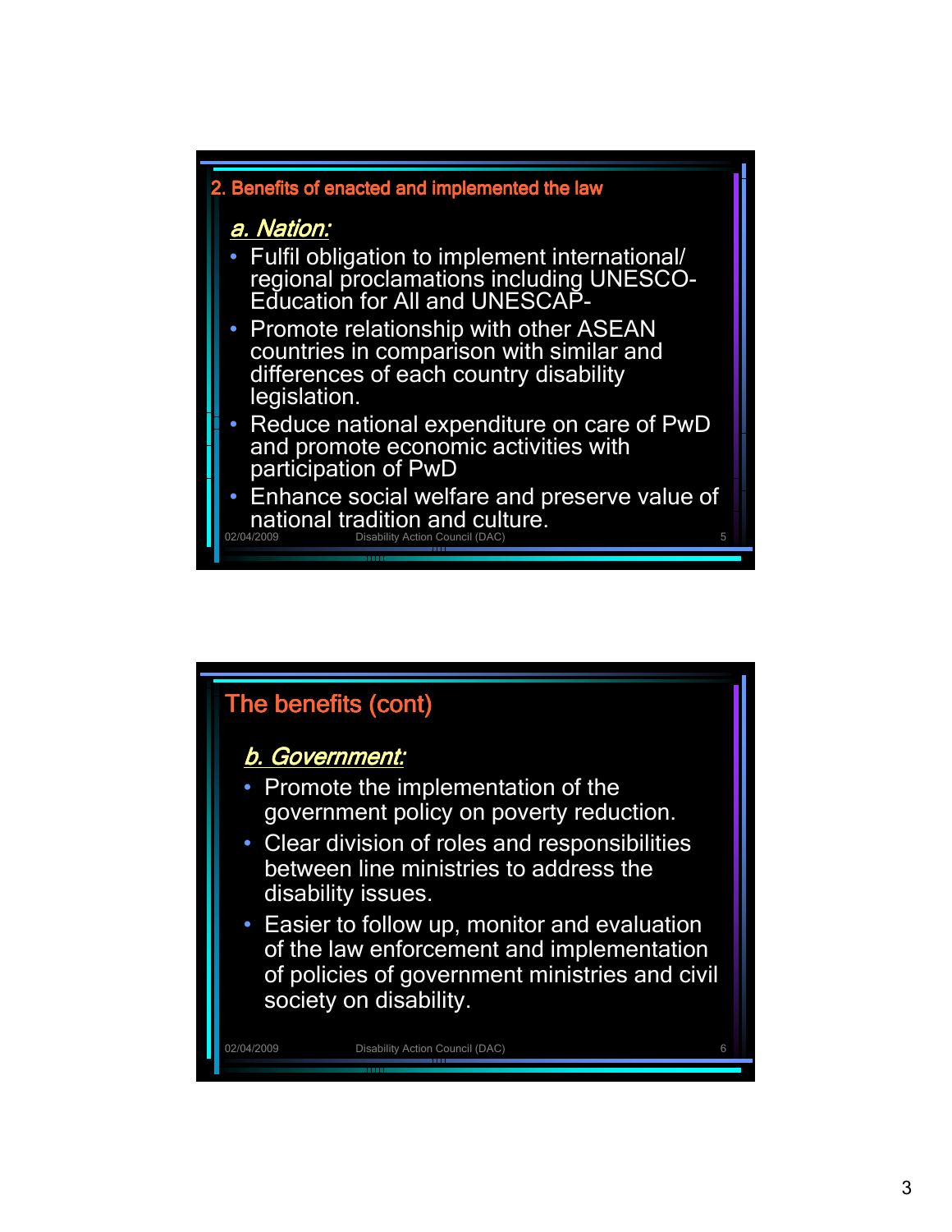## 2. Benefits of enacted and implemented the law

### *a. Nation:*

- Fulfil obligation to implement international/ regional proclamations including UNESCO-Education for All and UNESCAP-
- Promote relationship with other ASEAN countries in comparison with similar and differences of each country disability legislation.
- Reduce national expenditure on care of PwD and promote economic activities with participation of PwD
- Enhance social welfare and preserve value of national tradition and culture.

## The benefits (cont)

### *b. Government:*

- Promote the implementation of the government policy on poverty reduction.
- Clear division of roles and responsibilities between line ministries to address the disability issues.
- Easier to follow up, monitor and evaluation of the law enforcement and implementation of policies of government ministries and civil society on disability.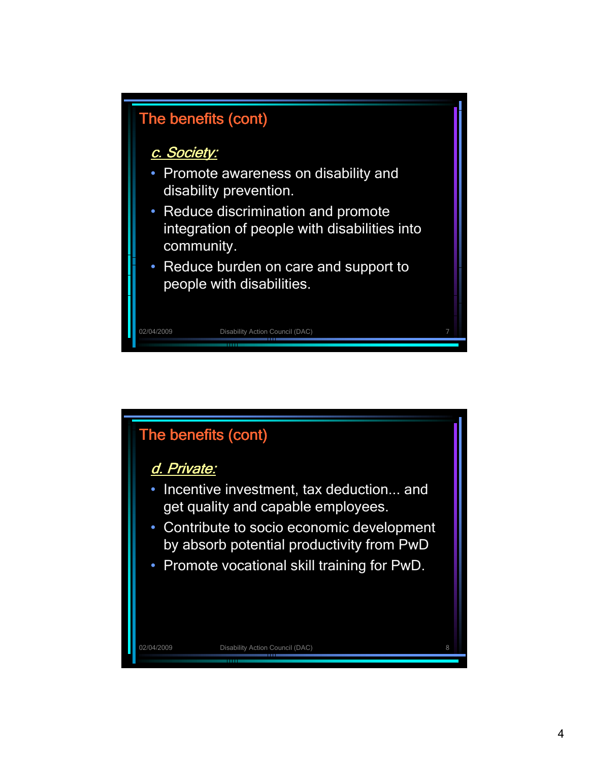## The benefits (cont)

***c. Society:***

- Promote awareness on disability and disability prevention.
- Reduce discrimination and promote integration of people with disabilities into community.
- Reduce burden on care and support to people with disabilities.

## The benefits (cont)

***d. Private:***

- Incentive investment, tax deduction... and get quality and capable employees.
- Contribute to socio economic development by absorb potential productivity from PwD
- Promote vocational skill training for PwD.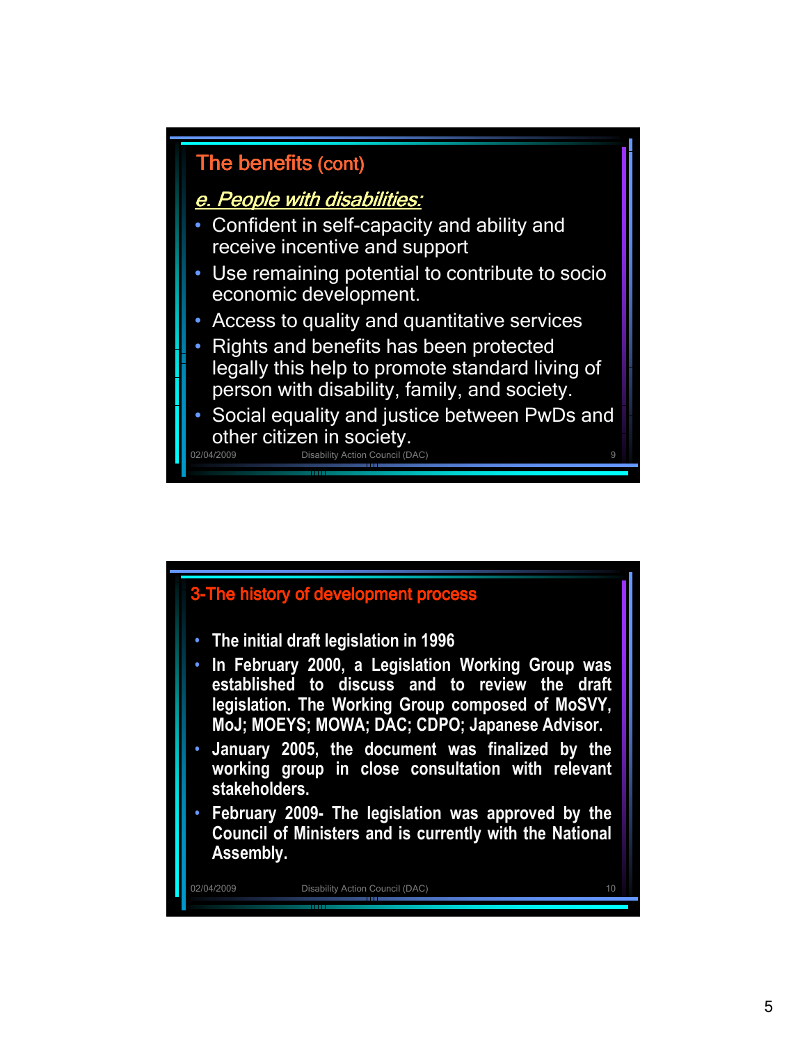## The benefits (cont)

*e. People with disabilities:*

- Confident in self-capacity and ability and receive incentive and support
- Use remaining potential to contribute to socio economic development.
- Access to quality and quantitative services
- Rights and benefits has been protected legally this help to promote standard living of person with disability, family, and society.
- Social equality and justice between PwDs and other citizen in society.

02/04/2009 Disability Action Council (DAC)

## 3-The history of development process

- **The initial draft legislation in 1996**
- **In February 2000, a Legislation Working Group was established to discuss and to review the draft legislation. The Working Group composed of MoSVY, MoJ; MOEYS; MOWA; DAC; CDPO; Japanese Advisor.**
- **January 2005, the document was finalized by the working group in close consultation with relevant stakeholders.**
- **February 2009- The legislation was approved by the Council of Ministers and is currently with the National Assembly.**

02/04/2009 Disability Action Council (DAC)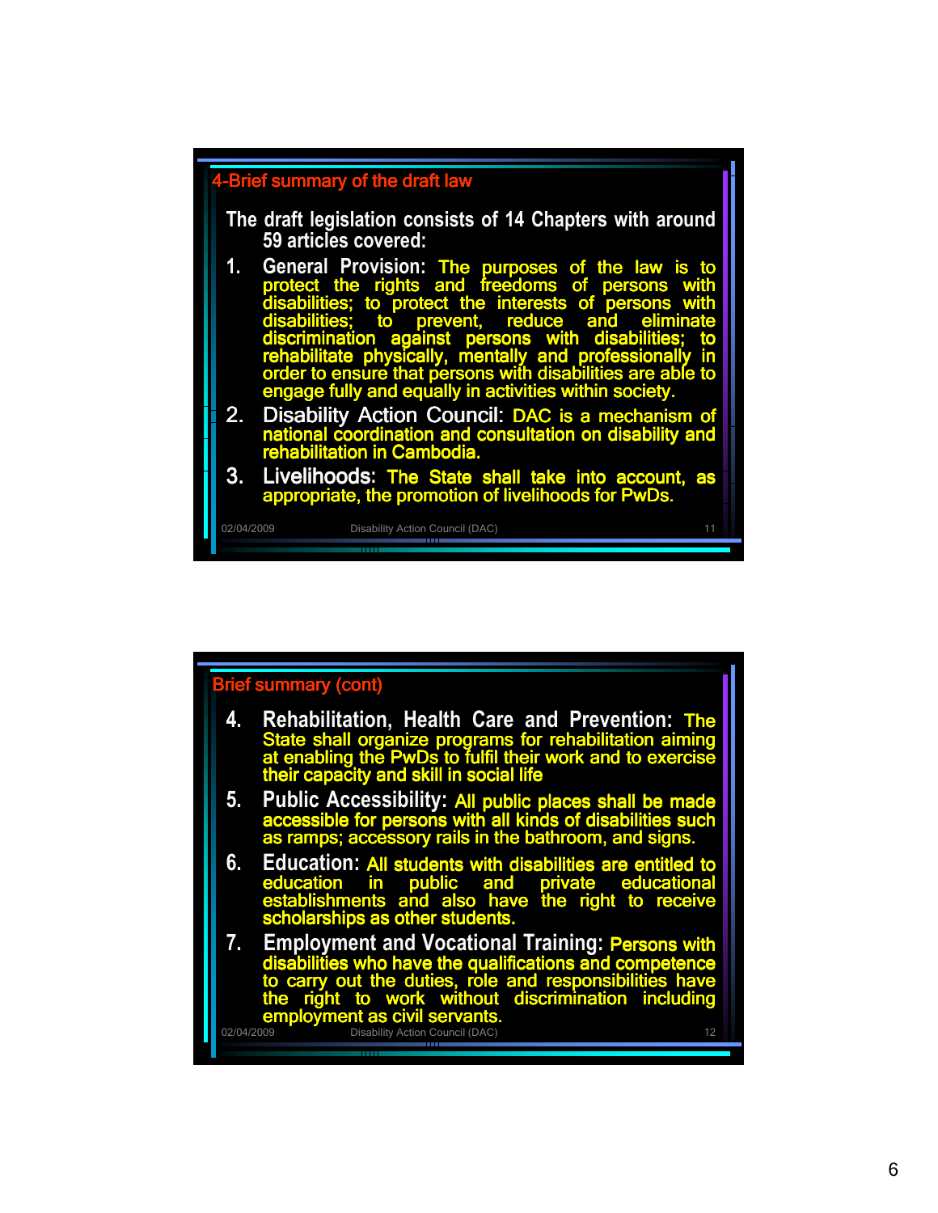## 4-Brief summary of the draft law

The draft legislation consists of 14 Chapters with around 59 articles covered:

1. **General Provision:** The purposes of the law is to protect the rights and freedoms of persons with disabilities; to protect the interests of persons with disabilities; to prevent, reduce and eliminate discrimination against persons with disabilities; to rehabilitate physically, mentally and professionally in order to ensure that persons with disabilities are able to engage fully and equally in activities within society.
2. **Disability Action Council:** DAC is a mechanism of national coordination and consultation on disability and rehabilitation in Cambodia.
3. **Livelihoods:** The State shall take into account, as appropriate, the promotion of livelihoods for PwDs.

02/04/2009 Disability Action Council (DAC)

## Brief summary (cont)

4. **Rehabilitation, Health Care and Prevention:** The State shall organize programs for rehabilitation aiming at enabling the PwDs to fulfil their work and to exercise their capacity and skill in social life
5. **Public Accessibility:** All public places shall be made accessible for persons with all kinds of disabilities such as ramps; accessory rails in the bathroom, and signs.
6. **Education:** All students with disabilities are entitled to education in public and private educational establishments and also have the right to receive scholarships as other students.
7. **Employment and Vocational Training:** Persons with disabilities who have the qualifications and competence to carry out the duties, role and responsibilities have the right to work without discrimination including employment as civil servants.

02/04/2009 Disability Action Council (DAC)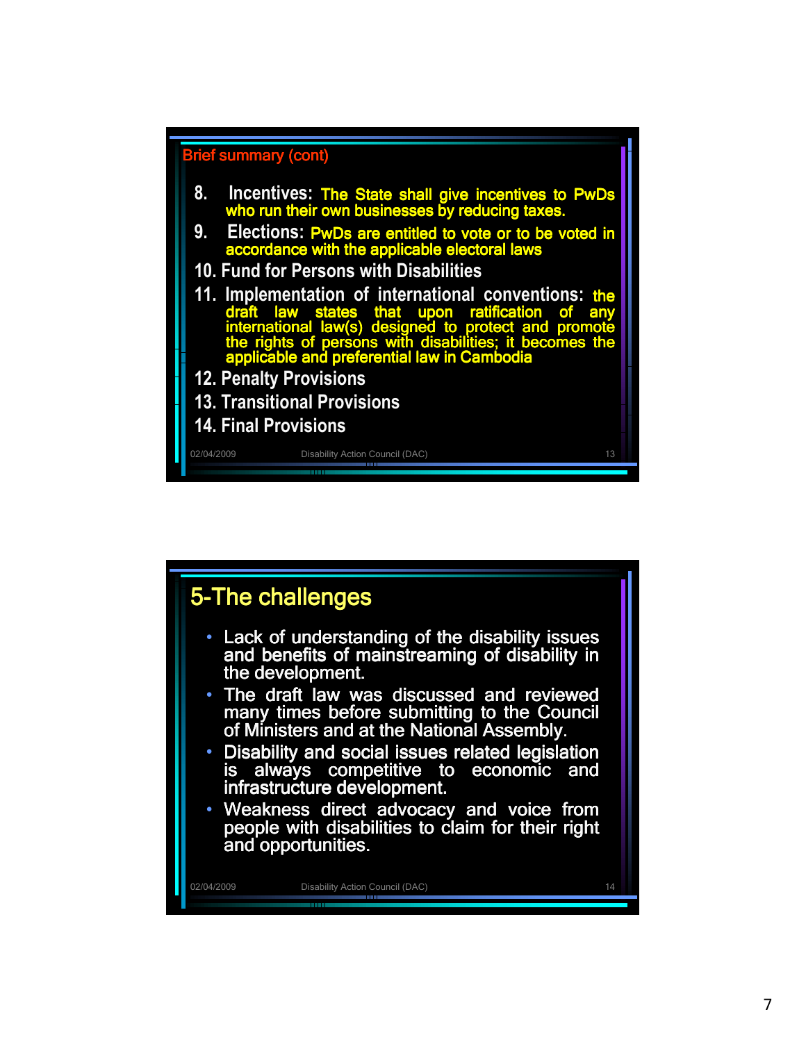## Brief summary (cont)

8. **Incentives:** The State shall give incentives to PwDs who run their own businesses by reducing taxes.
9. **Elections:** PwDs are entitled to vote or to be voted in accordance with the applicable electoral laws
10. **Fund for Persons with Disabilities**
11. **Implementation of international conventions:** the draft law states that upon ratification of any international law(s) designed to protect and promote the rights of persons with disabilities; it becomes the applicable and preferential law in Cambodia
12. **Penalty Provisions**
13. **Transitional Provisions**
14. **Final Provisions**

02/04/2009 Disability Action Council (DAC) 13

## 5-The challenges

- Lack of understanding of the disability issues and benefits of mainstreaming of disability in the development.
- The draft law was discussed and reviewed many times before submitting to the Council of Ministers and at the National Assembly.
- Disability and social issues related legislation is always competitive to economic and infrastructure development.
- Weakness direct advocacy and voice from people with disabilities to claim for their right and opportunities.

02/04/2009 Disability Action Council (DAC) 14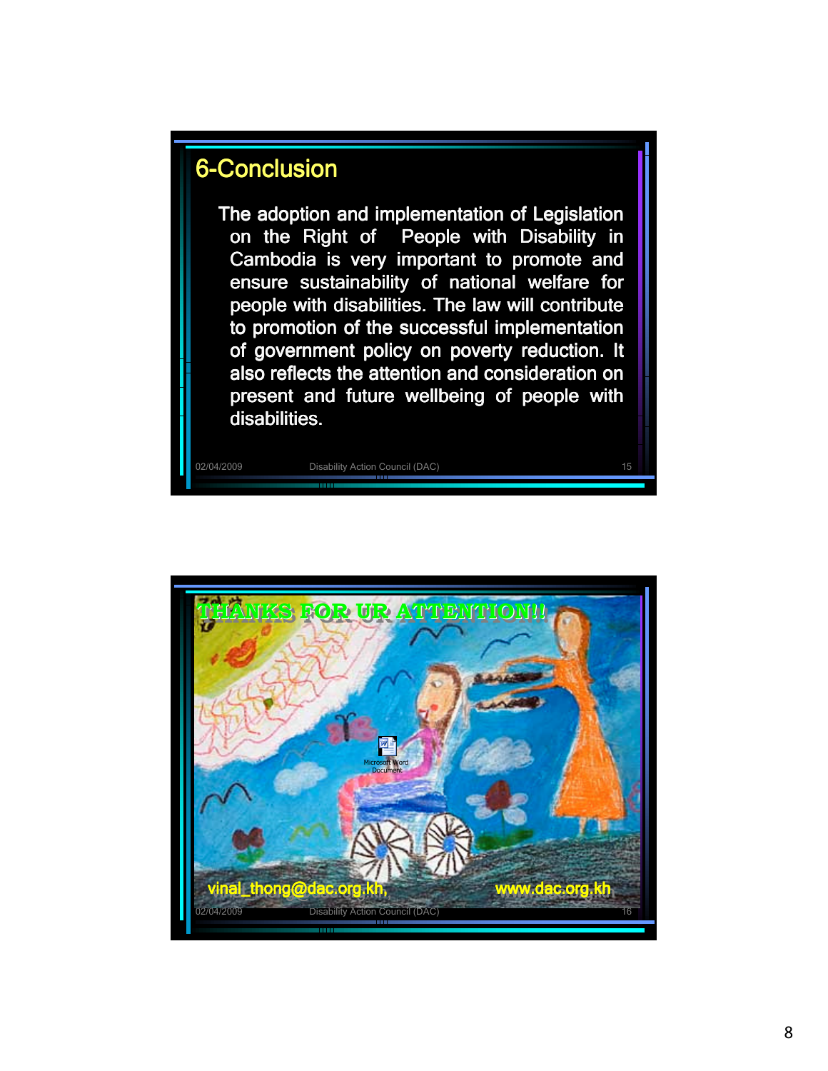## 6-Conclusion

The adoption and implementation of Legislation on the Right of People with Disability in Cambodia is very important to promote and ensure sustainability of national welfare for people with disabilities. The law will contribute to promotion of the successful implementation of government policy on poverty reduction. It also reflects the attention and consideration on present and future wellbeing of people with disabilities.

## THANKS FOR UR ATTENTION!!

vinal_thong@dac.org.kh, www.dac.org.kh